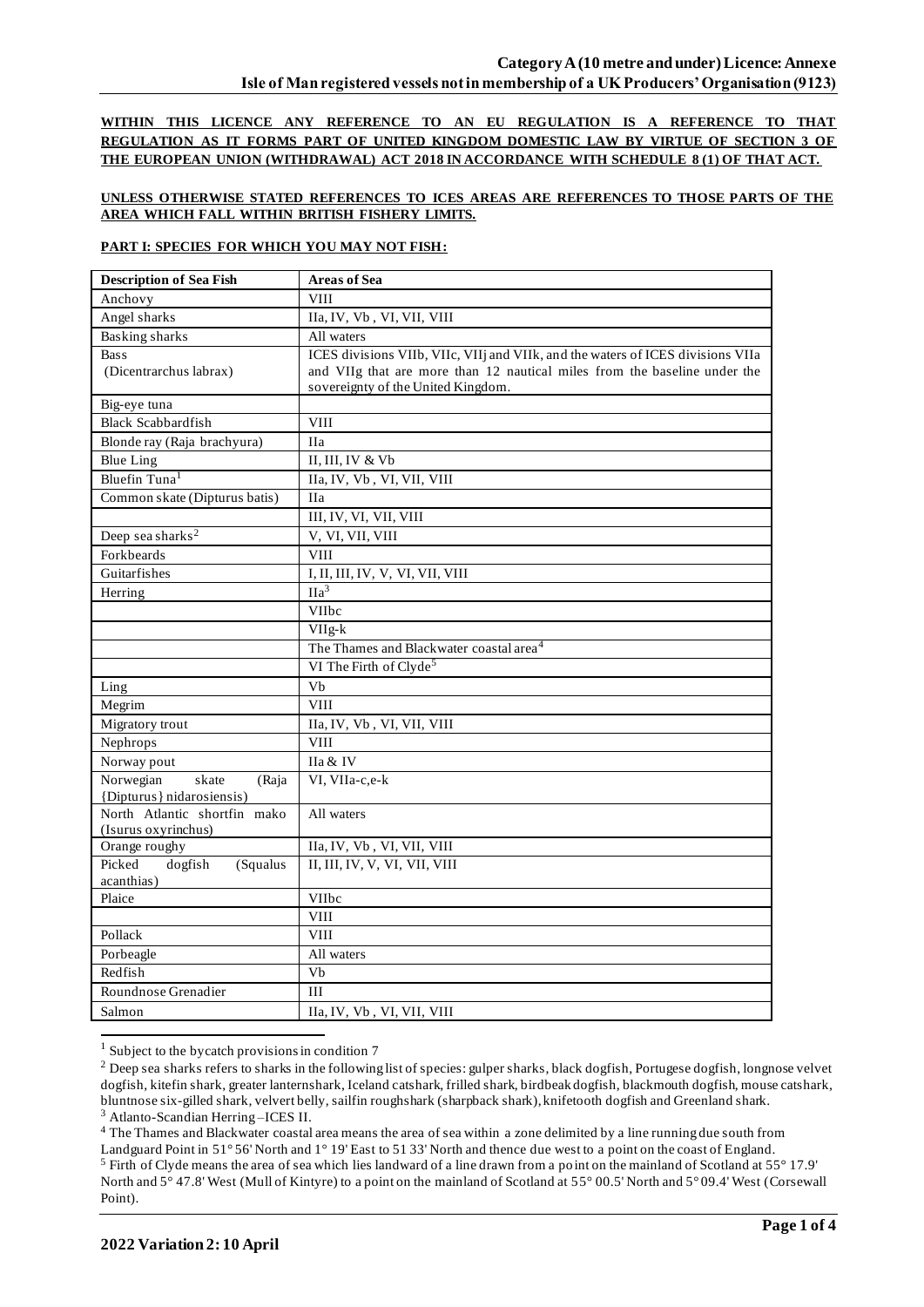**WITHIN THIS LICENCE ANY REFERENCE TO AN EU REGULATION IS A REFERENCE TO THAT REGULATION AS IT FORMS PART OF UNITED KINGDOM DOMESTIC LAW BY VIRTUE OF SECTION 3 OF THE EUROPEAN UNION (WITHDRAWAL) ACT 2018 IN ACCORDANCE WITH SCHEDULE 8 (1) OF THAT ACT.**

**UNLESS OTHERWISE STATED REFERENCES TO ICES AREAS ARE REFERENCES TO THOSE PARTS OF THE AREA WHICH FALL WITHIN BRITISH FISHERY LIMITS.**

**PART I: SPECIES FOR WHICH YOU MAY NOT FISH:**

| Description of Sea Fish | Areas of Sea |
|---|---|
| Anchovy | VIII |
| Angel sharks | IIa, IV, Vb , VI, VII, VIII |
| Basking sharks | All waters |
| Bass (Dicentrarchus labrax) | ICES divisions VIIb, VIIc, VIIj and VIIk, and the waters of ICES divisions VIIa and VIIg that are more than 12 nautical miles from the baseline under the sovereignty of the United Kingdom. |
| Big-eye tuna | |
| Black Scabbardfish | VIII |
| Blonde ray (Raja brachyura) | IIa |
| Blue Ling | II, III, IV & Vb |
| Bluefin Tuna[1] | IIa, IV, Vb , VI, VII, VIII |
| Common skate (Dipturus batis) | IIa |
| | III, IV, VI, VII, VIII |
| Deep sea sharks[2] | V, VI, VII, VIII |
| Forkbeards | VIII |
| Guitarfishes | I, II, III, IV, V, VI, VII, VIII |
| Herring | IIa[3] |
| | VIIbc |
| | VIIg-k |
| | The Thames and Blackwater coastal area[4] |
| | VI The Firth of Clyde[5] |
| Ling | Vb |
| Megrim | VIII |
| Migratory trout | IIa, IV, Vb , VI, VII, VIII |
| Nephrops | VIII |
| Norway pout | IIa & IV |
| Norwegian skate (Raja {Dipturus} nidarosiensis) | VI, VIIa-c,e-k |
| North Atlantic shortfin mako (Isurus oxyrinchus) | All waters |
| Orange roughy | IIa, IV, Vb , VI, VII, VIII |
| Picked dogfish (Squalus acanthias) | II, III, IV, V, VI, VII, VIII |
| Plaice | VIIbc |
| | VIII |
| Pollack | VIII |
| Porbeagle | All waters |
| Redfish | Vb |
| Roundnose Grenadier | III |
| Salmon | IIa, IV, Vb , VI, VII, VIII |

[1] Subject to the bycatch provisions in condition 7

[2] Deep sea sharks refers to sharks in the following list of species: gulper sharks, black dogfish, Portugese dogfish, longnose velvet dogfish, kitefin shark, greater lanternshark, Iceland catshark, frilled shark, birdbeak dogfish, blackmouth dogfish, mouse catshark, bluntnose six-gilled shark, velvert belly, sailfin roughshark (sharpback shark), knifetooth dogfish and Greenland shark.

[3] Atlanto-Scandian Herring –ICES II.

[4] The Thames and Blackwater coastal area means the area of sea within a zone delimited by a line running due south from Landguard Point in 51° 56' North and 1° 19' East to 51 33' North and thence due west to a point on the coast of England.

[5] Firth of Clyde means the area of sea which lies landward of a line drawn from a point on the mainland of Scotland at 55° 17.9' North and 5° 47.8' West (Mull of Kintyre) to a point on the mainland of Scotland at 55° 00.5' North and 5° 09.4' West (Corsewall Point).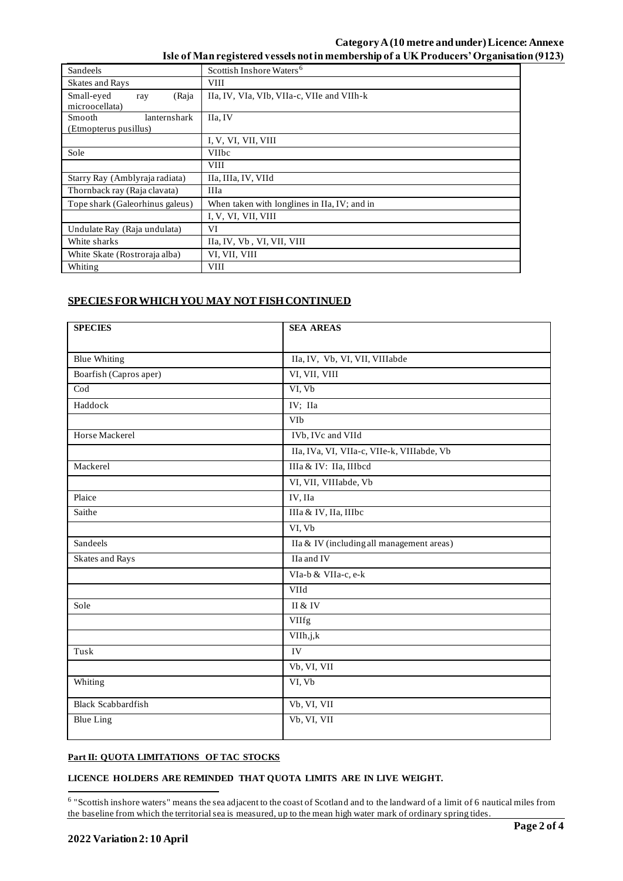| Sandeels | Scottish Inshore Waters[6] |
|---|---|
| Skates and Rays | VIII |
| Small-eyed ray (Raja microocellata) | IIa, IV, VIa, VIb, VIIa-c, VIIe and VIIh-k |
| Smooth lanternshark (Etmopterus pusillus) | IIa, IV |
| | I, V, VI, VII, VIII |
| Sole | VIIbc |
| | VIII |
| Starry Ray (Amblyraja radiata) | IIa, IIIa, IV, VIId |
| Thornback ray (Raja clavata) | IIIa |
| Tope shark (Galeorhinus galeus) | When taken with longlines in IIa, IV; and in |
| | I, V, VI, VII, VIII |
| Undulate Ray (Raja undulata) | VI |
| White sharks | IIa, IV, Vb , VI, VII, VIII |
| White Skate (Rostroraja alba) | VI, VII, VIII |
| Whiting | VIII |

## SPECIES FOR WHICH YOU MAY NOT FISH CONTINUED

| SPECIES | SEA AREAS |
|---|---|
| Blue Whiting | IIa, IV, Vb, VI, VII, VIIIabde |
| Boarfish (Capros aper) | VI, VII, VIII |
| Cod | VI, Vb |
| Haddock | IV; IIa |
| | VIb |
| Horse Mackerel | IVb, IVc and VIId |
| | IIa, IVa, VI, VIIa-c, VIIe-k, VIIIabde, Vb |
| Mackerel | IIIa & IV: IIa, IIIbcd |
| | VI, VII, VIIIabde, Vb |
| Plaice | IV, IIa |
| Saithe | IIIa & IV, IIa, IIIbc |
| | VI, Vb |
| Sandeels | IIa & IV (including all management areas) |
| Skates and Rays | IIa and IV |
| | VIa-b & VIIa-c, e-k |
| | VIId |
| Sole | II & IV |
| | VIIfg |
| | VIIh,j,k |
| Tusk | IV |
| | Vb, VI, VII |
| Whiting | VI, Vb |
| Black Scabbardfish | Vb, VI, VII |
| Blue Ling | Vb, VI, VII |

**Part II: QUOTA LIMITATIONS OF TAC STOCKS**

**LICENCE HOLDERS ARE REMINDED THAT QUOTA LIMITS ARE IN LIVE WEIGHT.**

[6] "Scottish inshore waters" means the sea adjacent to the coast of Scotland and to the landward of a limit of 6 nautical miles from the baseline from which the territorial sea is measured, up to the mean high water mark of ordinary spring tides.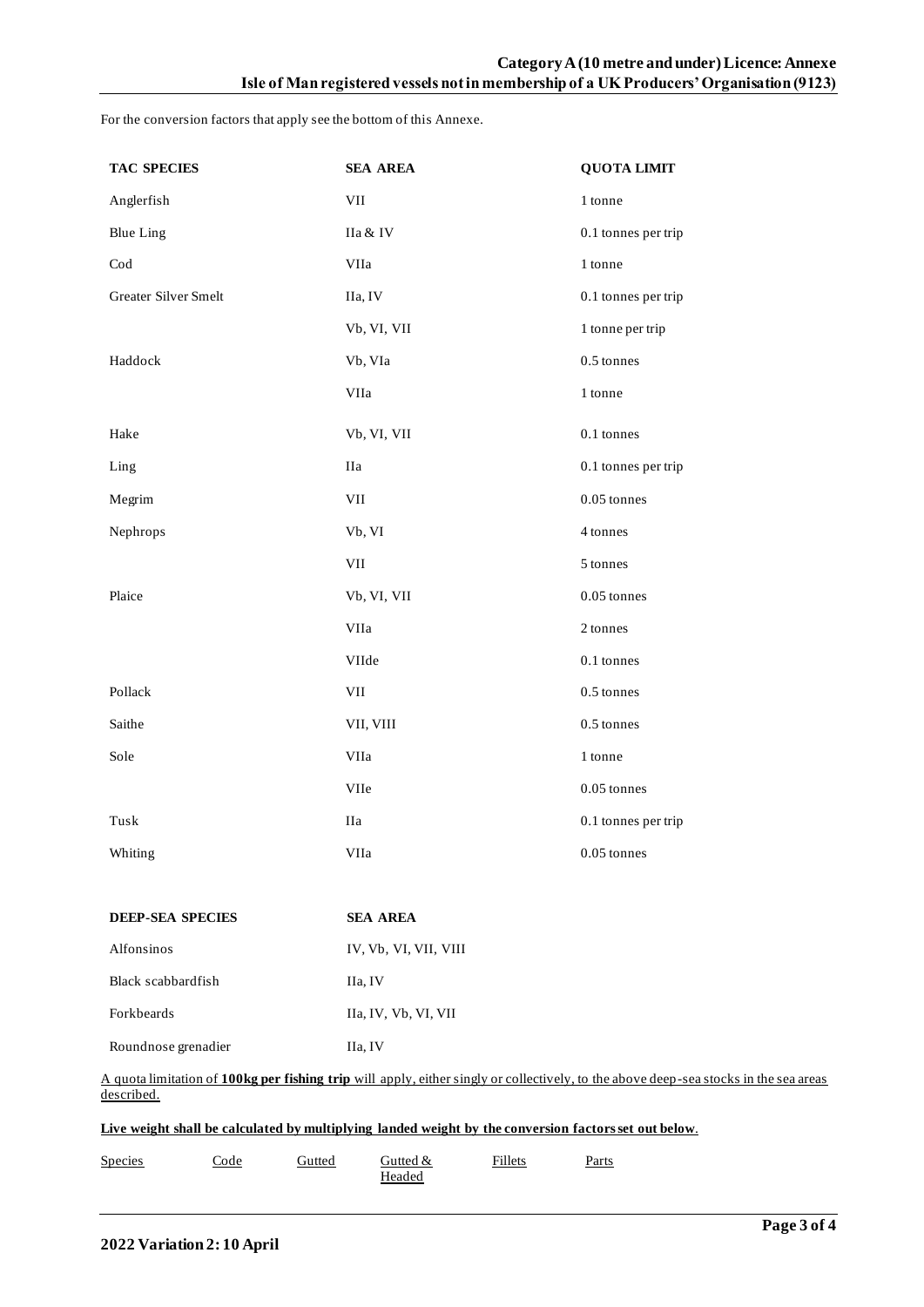For the conversion factors that apply see the bottom of this Annexe.

| TAC SPECIES | SEA AREA | QUOTA LIMIT |
| --- | --- | --- |
| Anglerfish | VII | 1 tonne |
| Blue Ling | IIa & IV | 0.1 tonnes per trip |
| Cod | VIIa | 1 tonne |
| Greater Silver Smelt | IIa, IV | 0.1 tonnes per trip |
| | Vb, VI, VII | 1 tonne per trip |
| Haddock | Vb, VIa | 0.5 tonnes |
| | VIIa | 1 tonne |
| Hake | Vb, VI, VII | 0.1 tonnes |
| Ling | IIa | 0.1 tonnes per trip |
| Megrim | VII | 0.05 tonnes |
| Nephrops | Vb, VI | 4 tonnes |
| | VII | 5 tonnes |
| Plaice | Vb, VI, VII | 0.05 tonnes |
| | VIIa | 2 tonnes |
| | VIIde | 0.1 tonnes |
| Pollack | VII | 0.5 tonnes |
| Saithe | VII, VIII | 0.5 tonnes |
| Sole | VIIa | 1 tonne |
| | VIIe | 0.05 tonnes |
| Tusk | IIa | 0.1 tonnes per trip |
| Whiting | VIIa | 0.05 tonnes |

| DEEP-SEA SPECIES | SEA AREA |
| --- | --- |
| Alfonsinos | IV, Vb, VI, VII, VIII |
| Black scabbardfish | IIa, IV |
| Forkbeards | IIa, IV, Vb, VI, VII |
| Roundnose grenadier | IIa, IV |

A quota limitation of **100kg per fishing trip** will apply, either singly or collectively, to the above deep-sea stocks in the sea areas described.

**Live weight shall be calculated by multiplying landed weight by the conversion factors set out below**.

| Species | Code | Gutted | Gutted & Headed | Fillets | Parts |
| --- | --- | --- | --- | --- | --- |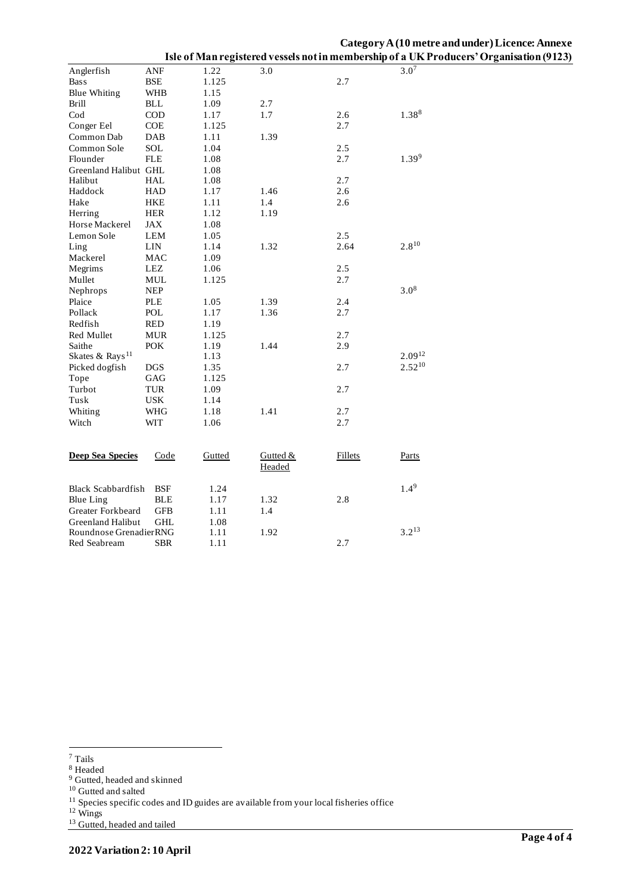| | | | | | |
|---|---|---|---|---|---|
| Anglerfish | ANF | 1.22 | 3.0 | | 3.0[7] |
| Bass | BSE | 1.125 | | 2.7 | |
| Blue Whiting | WHB | 1.15 | | | |
| Brill | BLL | 1.09 | 2.7 | | |
| Cod | COD | 1.17 | 1.7 | 2.6 | 1.38[8] |
| Conger Eel | COE | 1.125 | | 2.7 | |
| Common Dab | DAB | 1.11 | 1.39 | | |
| Common Sole | SOL | 1.04 | | 2.5 | |
| Flounder | FLE | 1.08 | | 2.7 | 1.39[9] |
| Greenland Halibut | GHL | 1.08 | | | |
| Halibut | HAL | 1.08 | | 2.7 | |
| Haddock | HAD | 1.17 | 1.46 | 2.6 | |
| Hake | HKE | 1.11 | 1.4 | 2.6 | |
| Herring | HER | 1.12 | 1.19 | | |
| Horse Mackerel | JAX | 1.08 | | | |
| Lemon Sole | LEM | 1.05 | | 2.5 | |
| Ling | LIN | 1.14 | 1.32 | 2.64 | 2.8[10] |
| Mackerel | MAC | 1.09 | | | |
| Megrims | LEZ | 1.06 | | 2.5 | |
| Mullet | MUL | 1.125 | | 2.7 | |
| Nephrops | NEP | | | | 3.0[8] |
| Plaice | PLE | 1.05 | 1.39 | 2.4 | |
| Pollack | POL | 1.17 | 1.36 | 2.7 | |
| Redfish | RED | 1.19 | | | |
| Red Mullet | MUR | 1.125 | | 2.7 | |
| Saithe | POK | 1.19 | 1.44 | 2.9 | |
| Skates & Rays[11] | | 1.13 | | | 2.09[12] |
| Picked dogfish | DGS | 1.35 | | 2.7 | 2.52[10] |
| Tope | GAG | 1.125 | | | |
| Turbot | TUR | 1.09 | | 2.7 | |
| Tusk | USK | 1.14 | | | |
| Whiting | WHG | 1.18 | 1.41 | 2.7 | |
| Witch | WIT | 1.06 | | 2.7 | |

| **Deep Sea Species** | Code | Gutted | Gutted & Headed | Fillets | Parts |
|---|---|---|---|---|---|
| Black Scabbardfish | BSF | 1.24 | | | 1.4[9] |
| Blue Ling | BLE | 1.17 | 1.32 | 2.8 | |
| Greater Forkbeard | GFB | 1.11 | 1.4 | | |
| Greenland Halibut | GHL | 1.08 | | | |
| Roundnose Grenadier | RNG | 1.11 | 1.92 | | 3.2[13] |
| Red Seabream | SBR | 1.11 | | 2.7 | |

[7] Tails
[8] Headed
[9] Gutted, headed and skinned
[10] Gutted and salted
[11] Species specific codes and ID guides are available from your local fisheries office
[12] Wings
[13] Gutted, headed and tailed